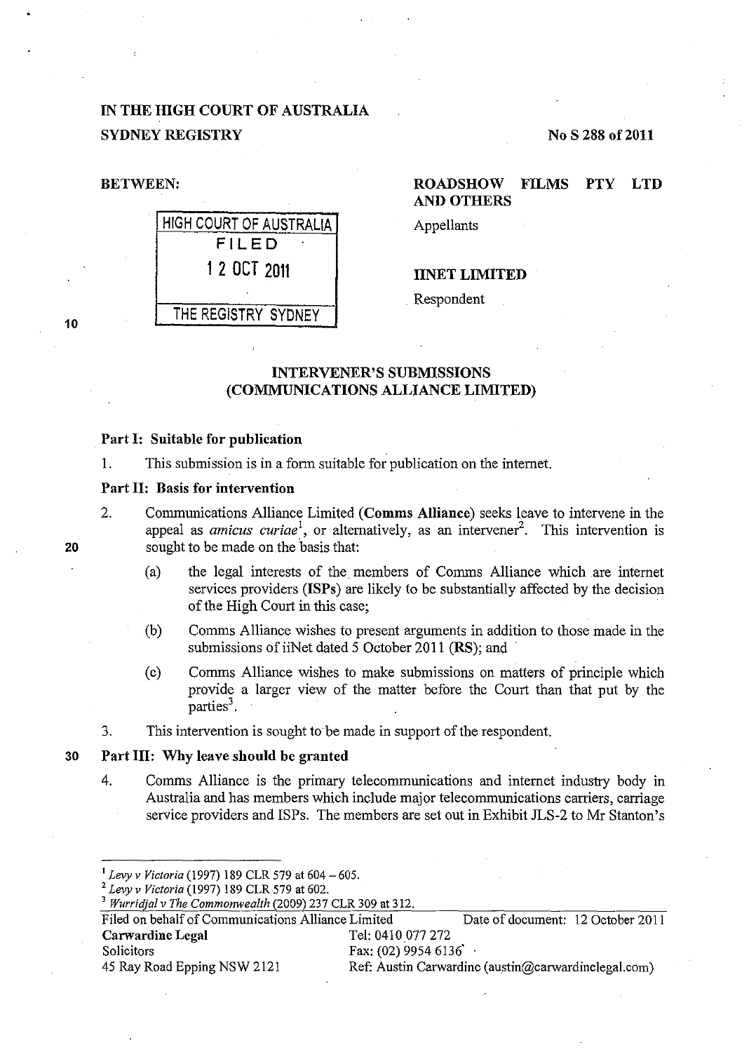**IN THE HIGH COURT OF AUSTRALIA**
**SYDNEY REGISTRY**

**No S 288 of 2011**

**BETWEEN:**

| HIGH COURT OF AUSTRALIA |
| --- |
| FILED |
| 12 OCT 2011 |
| THE REGISTRY SYDNEY |

**ROADSHOW FILMS PTY LTD AND OTHERS**
Appellants

**IINET LIMITED**
Respondent

## INTERVENER'S SUBMISSIONS
## (COMMUNICATIONS ALLIANCE LIMITED)

### Part I: Suitable for publication

1. This submission is in a form suitable for publication on the internet.

### Part II: Basis for intervention

2. Communications Alliance Limited (**Comms Alliance**) seeks leave to intervene in the appeal as *amicus curiae*[1], or alternatively, as an intervener[2]. This intervention is sought to be made on the basis that:

   (a) the legal interests of the members of Comms Alliance which are internet services providers (**ISPs**) are likely to be substantially affected by the decision of the High Court in this case;

   (b) Comms Alliance wishes to present arguments in addition to those made in the submissions of iiNet dated 5 October 2011 (**RS**); and

   (c) Comms Alliance wishes to make submissions on matters of principle which provide a larger view of the matter before the Court than that put by the parties[3].

3. This intervention is sought to be made in support of the respondent.

### Part III: Why leave should be granted

4. Comms Alliance is the primary telecommunications and internet industry body in Australia and has members which include major telecommunications carriers, carriage service providers and ISPs. The members are set out in Exhibit JLS-2 to Mr Stanton's

---

[1] *Levy v Victoria* (1997) 189 CLR 579 at 604 – 605.
[2] *Levy v Victoria* (1997) 189 CLR 579 at 602.
[3] *Wurridjal v The Commonwealth* (2009) 237 CLR 309 at 312.

Filed on behalf of Communications Alliance Limited
Date of document: 12 October 2011
**Carwardine Legal**
Solicitors
45 Ray Road Epping NSW 2121
Tel: 0410 077 272
Fax: (02) 9954 6136
Ref: Austin Carwardine (austin@carwardinelegal.com)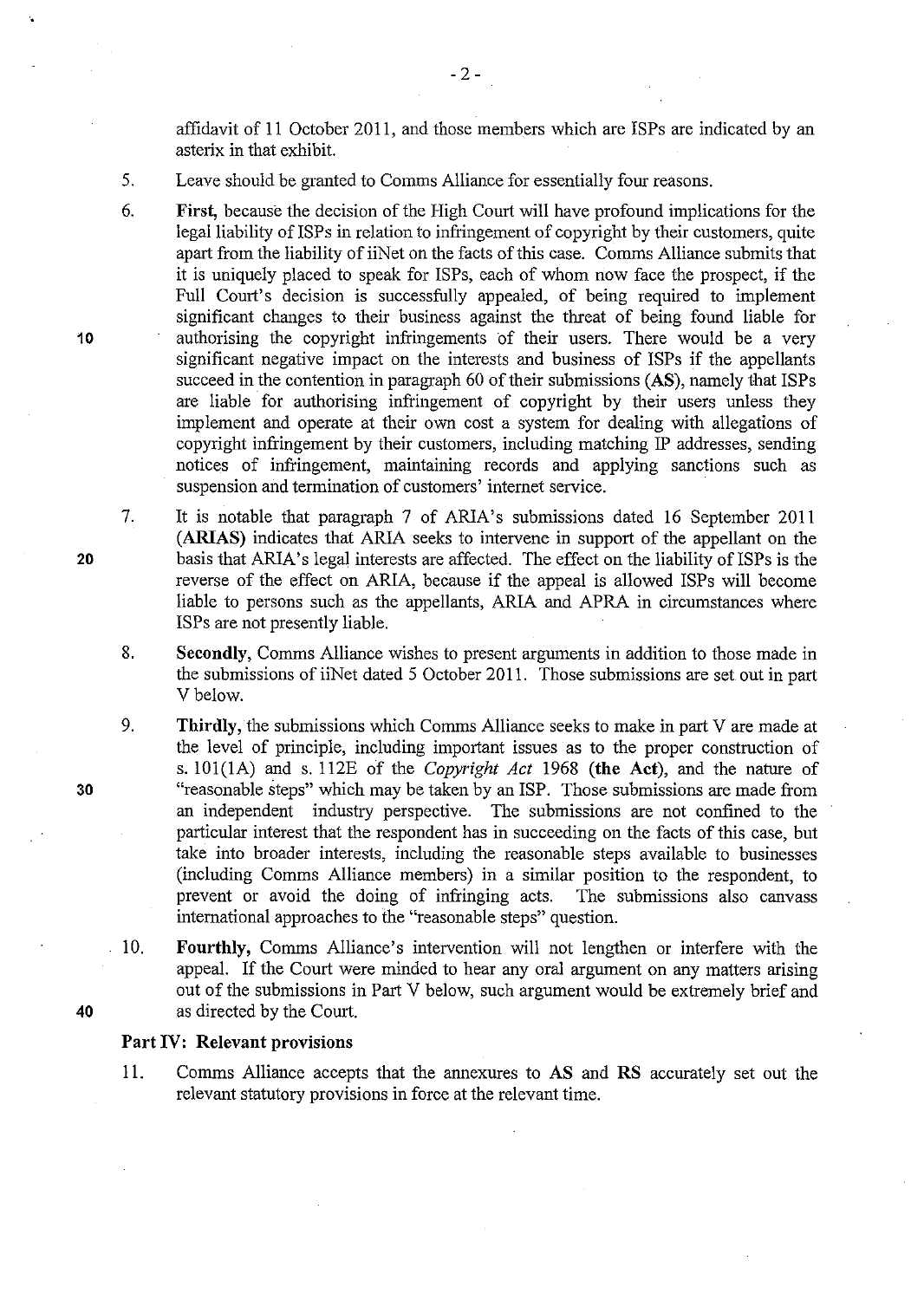affidavit of 11 October 2011, and those members which are ISPs are indicated by an asterix in that exhibit.

5. Leave should be granted to Comms Alliance for essentially four reasons.

6. **First,** because the decision of the High Court will have profound implications for the legal liability of ISPs in relation to infringement of copyright by their customers, quite apart from the liability of iiNet on the facts of this case. Comms Alliance submits that it is uniquely placed to speak for ISPs, each of whom now face the prospect, if the Full Court's decision is successfully appealed, of being required to implement significant changes to their business against the threat of being found liable for authorising the copyright infringements of their users. There would be a very significant negative impact on the interests and business of ISPs if the appellants succeed in the contention in paragraph 60 of their submissions (**AS**), namely that ISPs are liable for authorising infringement of copyright by their users unless they implement and operate at their own cost a system for dealing with allegations of copyright infringement by their customers, including matching IP addresses, sending notices of infringement, maintaining records and applying sanctions such as suspension and termination of customers' internet service.

7. It is notable that paragraph 7 of ARIA's submissions dated 16 September 2011 (**ARIAS**) indicates that ARIA seeks to intervene in support of the appellant on the basis that ARIA's legal interests are affected. The effect on the liability of ISPs is the reverse of the effect on ARIA, because if the appeal is allowed ISPs will become liable to persons such as the appellants, ARIA and APRA in circumstances where ISPs are not presently liable.

8. **Secondly,** Comms Alliance wishes to present arguments in addition to those made in the submissions of iiNet dated 5 October 2011. Those submissions are set out in part V below.

9. **Thirdly,** the submissions which Comms Alliance seeks to make in part V are made at the level of principle, including important issues as to the proper construction of s. 101(1A) and s. 112E of the *Copyright Act* 1968 (**the Act**), and the nature of "reasonable steps" which may be taken by an ISP. Those submissions are made from an independent industry perspective. The submissions are not confined to the particular interest that the respondent has in succeeding on the facts of this case, but take into broader interests, including the reasonable steps available to businesses (including Comms Alliance members) in a similar position to the respondent, to prevent or avoid the doing of infringing acts. The submissions also canvass international approaches to the "reasonable steps" question.

10. **Fourthly,** Comms Alliance's intervention will not lengthen or interfere with the appeal. If the Court were minded to hear any oral argument on any matters arising out of the submissions in Part V below, such argument would be extremely brief and as directed by the Court.

## Part IV: Relevant provisions

11. Comms Alliance accepts that the annexures to **AS** and **RS** accurately set out the relevant statutory provisions in force at the relevant time.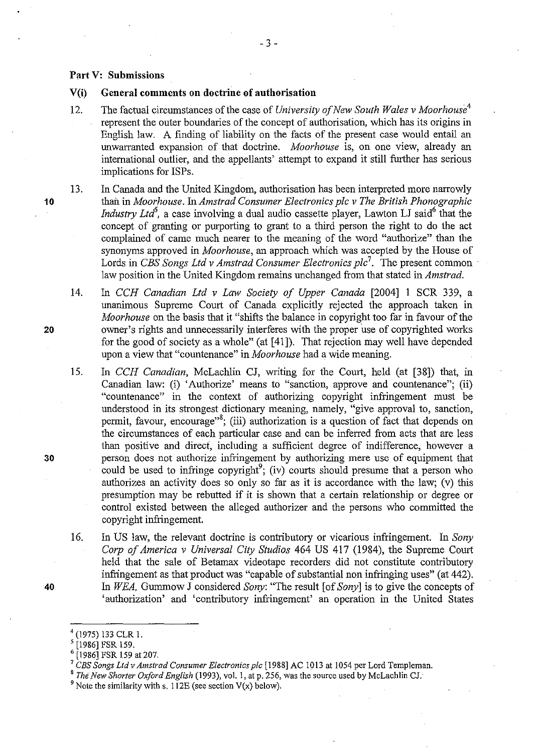**Part V: Submissions**

**V(i) General comments on doctrine of authorisation**

12. The factual circumstances of the case of *University of New South Wales v Moorhouse*[4] represent the outer boundaries of the concept of authorisation, which has its origins in English law. A finding of liability on the facts of the present case would entail an unwarranted expansion of that doctrine. *Moorhouse* is, on one view, already an international outlier, and the appellants' attempt to expand it still further has serious implications for ISPs.

13. In Canada and the United Kingdom, authorisation has been interpreted more narrowly than in *Moorhouse*. In *Amstrad Consumer Electronics plc v The British Phonographic Industry Ltd*[5], a case involving a dual audio cassette player, Lawton LJ said[6] that the concept of granting or purporting to grant to a third person the right to do the act complained of came much nearer to the meaning of the word "authorize" than the synonyms approved in *Moorhouse*, an approach which was accepted by the House of Lords in *CBS Songs Ltd v Amstrad Consumer Electronics plc*[7]. The present common law position in the United Kingdom remains unchanged from that stated in *Amstrad*.

14. In *CCH Canadian Ltd v Law Society of Upper Canada* [2004] 1 SCR 339, a unanimous Supreme Court of Canada explicitly rejected the approach taken in *Moorhouse* on the basis that it "shifts the balance in copyright too far in favour of the owner's rights and unnecessarily interferes with the proper use of copyrighted works for the good of society as a whole" (at [41]). That rejection may well have depended upon a view that "countenance" in *Moorhouse* had a wide meaning.

15. In *CCH Canadian*, McLachlin CJ, writing for the Court, held (at [38]) that, in Canadian law: (i) 'Authorize' means to "sanction, approve and countenance"; (ii) "countenance" in the context of authorizing copyright infringement must be understood in its strongest dictionary meaning, namely, "give approval to, sanction, permit, favour, encourage"[8]; (iii) authorization is a question of fact that depends on the circumstances of each particular case and can be inferred from acts that are less than positive and direct, including a sufficient degree of indifference, however a person does not authorize infringement by authorizing mere use of equipment that could be used to infringe copyright[9]; (iv) courts should presume that a person who authorizes an activity does so only so far as it is accordance with the law; (v) this presumption may be rebutted if it is shown that a certain relationship or degree or control existed between the alleged authorizer and the persons who committed the copyright infringement.

16. In US law, the relevant doctrine is contributory or vicarious infringement. In *Sony Corp of America v Universal City Studios* 464 US 417 (1984), the Supreme Court held that the sale of Betamax videotape recorders did not constitute contributory infringement as that product was "capable of substantial non infringing uses" (at 442). In *WEA*, Gummow J considered *Sony*: "The result [of *Sony*] is to give the concepts of 'authorization' and 'contributory infringement' an operation in the United States

---

[4] (1975) 133 CLR 1.

[5] [1986] FSR 159.

[6] [1986] FSR 159 at 207.

[7] *CBS Songs Ltd v Amstrad Consumer Electronics plc* [1988] AC 1013 at 1054 per Lord Templeman.

[8] *The New Shorter Oxford English* (1993), vol. 1, at p. 256, was the source used by McLachlin CJ.

[9] Note the similarity with s. 112E (see section V(x) below).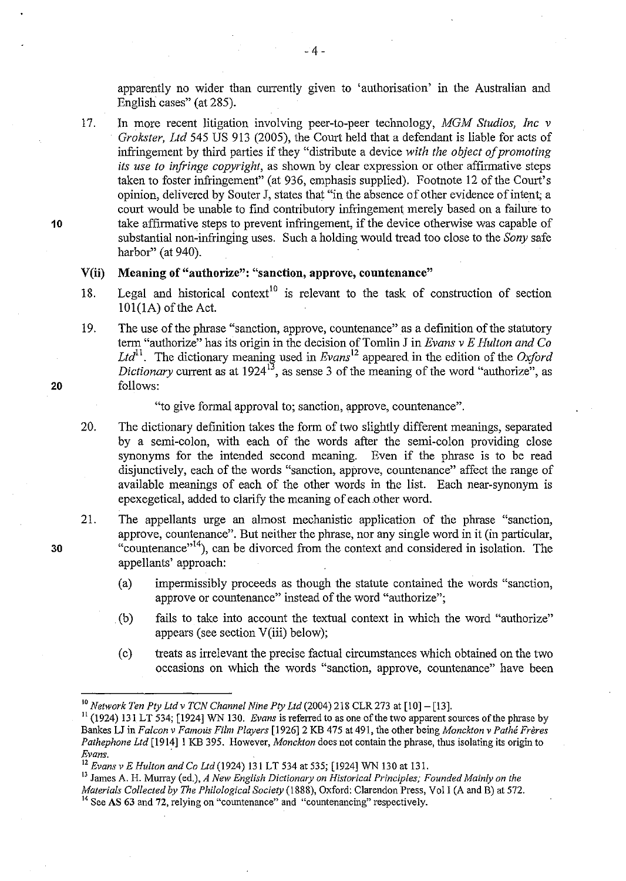apparently no wider than currently given to 'authorisation' in the Australian and English cases" (at 285).

17. In more recent litigation involving peer-to-peer technology, *MGM Studios, Inc v Grokster, Ltd* 545 US 913 (2005), the Court held that a defendant is liable for acts of infringement by third parties if they "distribute a device *with the object of promoting its use to infringe copyright*, as shown by clear expression or other affirmative steps taken to foster infringement" (at 936, emphasis supplied). Footnote 12 of the Court's opinion, delivered by Souter J, states that "in the absence of other evidence of intent, a court would be unable to find contributory infringement merely based on a failure to take affirmative steps to prevent infringement, if the device otherwise was capable of substantial non-infringing uses. Such a holding would tread too close to the *Sony* safe harbor" (at 940).

### V(ii) Meaning of "authorize": "sanction, approve, countenance"

18. Legal and historical context[10] is relevant to the task of construction of section 101(1A) of the Act.

19. The use of the phrase "sanction, approve, countenance" as a definition of the statutory term "authorize" has its origin in the decision of Tomlin J in *Evans v E Hulton and Co Ltd*[11]. The dictionary meaning used in *Evans*[12] appeared in the edition of the *Oxford Dictionary* current as at 1924[13], as sense 3 of the meaning of the word "authorize", as follows:

    "to give formal approval to; sanction, approve, countenance".

20. The dictionary definition takes the form of two slightly different meanings, separated by a semi-colon, with each of the words after the semi-colon providing close synonyms for the intended second meaning. Even if the phrase is to be read disjunctively, each of the words "sanction, approve, countenance" affect the range of available meanings of each of the other words in the list. Each near-synonym is epexegetical, added to clarify the meaning of each other word.

21. The appellants urge an almost mechanistic application of the phrase "sanction, approve, countenance". But neither the phrase, nor any single word in it (in particular, "countenance"[14]), can be divorced from the context and considered in isolation. The appellants' approach:

    (a) impermissibly proceeds as though the statute contained the words "sanction, approve or countenance" instead of the word "authorize";

    (b) fails to take into account the textual context in which the word "authorize" appears (see section V(iii) below);

    (c) treats as irrelevant the precise factual circumstances which obtained on the two occasions on which the words "sanction, approve, countenance" have been

---

[10] *Network Ten Pty Ltd v TCN Channel Nine Pty Ltd* (2004) 218 CLR 273 at [10] – [13].

[11] (1924) 131 LT 534; [1924] WN 130. *Evans* is referred to as one of the two apparent sources of the phrase by Bankes LJ in *Falcon v Famous Film Players* [1926] 2 KB 475 at 491, the other being *Monckton v Pathé Frères Pathephone Ltd* [1914] 1 KB 395. However, *Monckton* does not contain the phrase, thus isolating its origin to *Evans*.

[12] *Evans v E Hulton and Co Ltd* (1924) 131 LT 534 at 535; [1924] WN 130 at 131.

[13] James A. H. Murray (ed.), *A New English Dictionary on Historical Principles; Founded Mainly on the Materials Collected by The Philological Society* (1888), Oxford: Clarendon Press, Vol I (A and B) at 572.

[14] See **AS 63** and **72**, relying on "countenance" and "countenancing" respectively.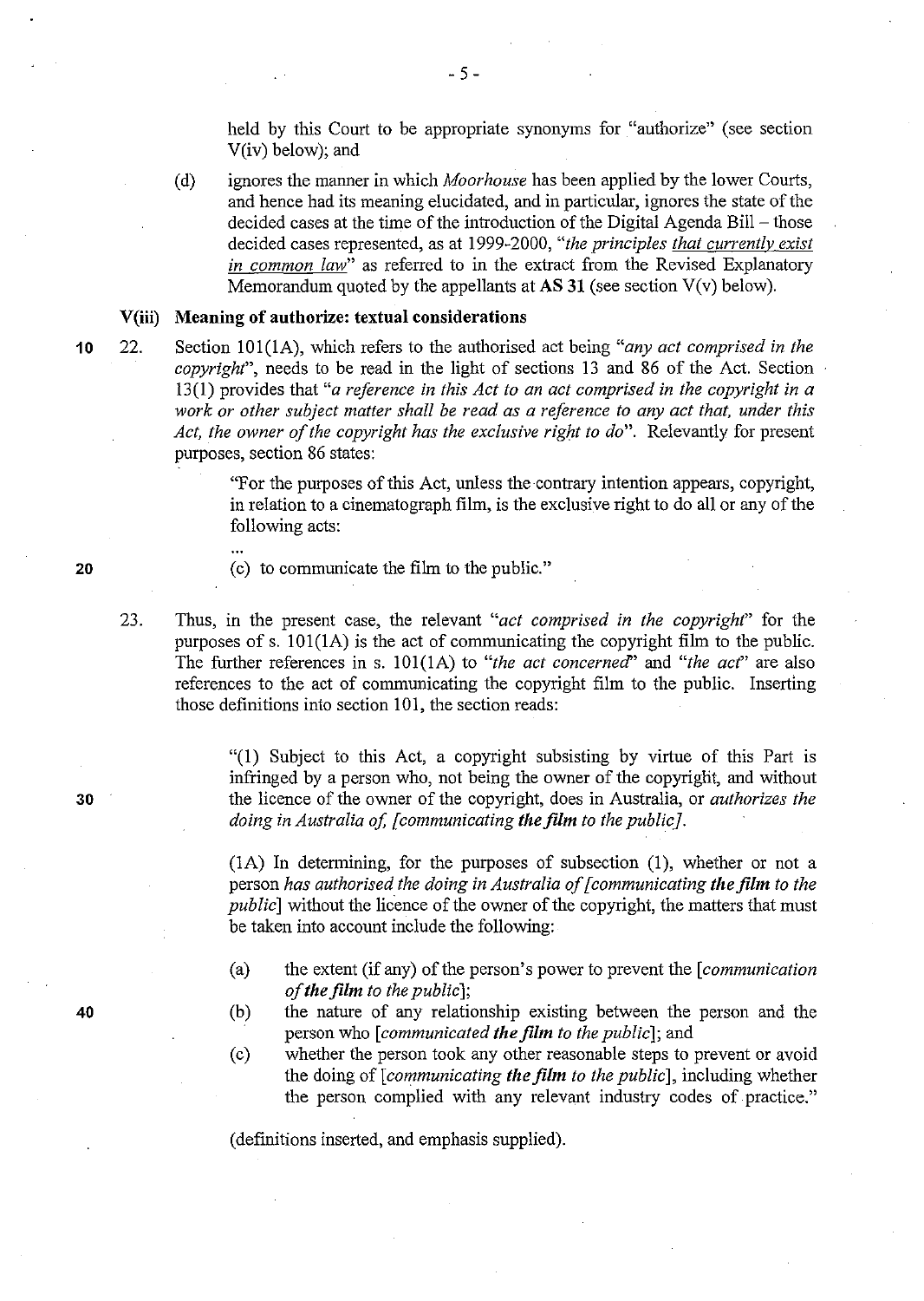held by this Court to be appropriate synonyms for "authorize" (see section V(iv) below); and

(d) ignores the manner in which *Moorhouse* has been applied by the lower Courts, and hence had its meaning elucidated, and in particular, ignores the state of the decided cases at the time of the introduction of the Digital Agenda Bill – those decided cases represented, as at 1999-2000, "*the principles that currently exist in common law*" as referred to in the extract from the Revised Explanatory Memorandum quoted by the appellants at **AS 31** (see section V(v) below).

### V(iii) Meaning of authorize: textual considerations

22. Section 101(1A), which refers to the authorised act being "*any act comprised in the copyright*", needs to be read in the light of sections 13 and 86 of the Act. Section 13(1) provides that "*a reference in this Act to an act comprised in the copyright in a work or other subject matter shall be read as a reference to any act that, under this Act, the owner of the copyright has the exclusive right to do*". Relevantly for present purposes, section 86 states:

> "For the purposes of this Act, unless the contrary intention appears, copyright, in relation to a cinematograph film, is the exclusive right to do all or any of the following acts:
>
> ...
>
> (c) to communicate the film to the public."

23. Thus, in the present case, the relevant "*act comprised in the copyright*" for the purposes of s. 101(1A) is the act of communicating the copyright film to the public. The further references in s. 101(1A) to "*the act concerned*" and "*the act*" are also references to the act of communicating the copyright film to the public. Inserting those definitions into section 101, the section reads:

> "(1) Subject to this Act, a copyright subsisting by virtue of this Part is infringed by a person who, not being the owner of the copyright, and without the licence of the owner of the copyright, does in Australia, or *authorizes the doing in Australia of, [communicating **the film** to the public]*.
>
> (1A) In determining, for the purposes of subsection (1), whether or not a person *has authorised the doing in Australia of [communicating **the film** to the public]* without the licence of the owner of the copyright, the matters that must be taken into account include the following:
>
> (a) the extent (if any) of the person's power to prevent the [*communication of **the film** to the public*];
>
> (b) the nature of any relationship existing between the person and the person who [*communicated **the film** to the public*]; and
>
> (c) whether the person took any other reasonable steps to prevent or avoid the doing of [*communicating **the film** to the public*], including whether the person complied with any relevant industry codes of practice."

(definitions inserted, and emphasis supplied).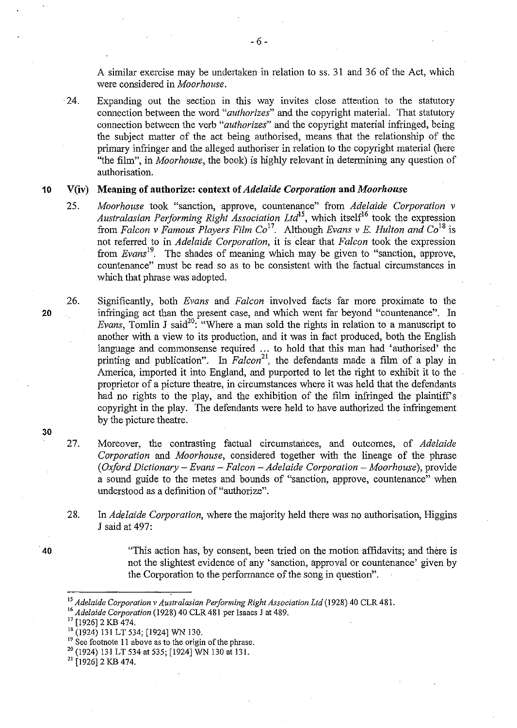A similar exercise may be undertaken in relation to ss. 31 and 36 of the Act, which were considered in *Moorhouse*.

24. Expanding out the section in this way invites close attention to the statutory connection between the word "*authorizes*" and the copyright material. That statutory connection between the verb "*authorizes*" and the copyright material infringed, being the subject matter of the act being authorised, means that the relationship of the primary infringer and the alleged authoriser in relation to the copyright material (here "the film", in *Moorhouse*, the book) is highly relevant in determining any question of authorisation.

### V(iv) Meaning of authorize: context of *Adelaide Corporation* and *Moorhouse*

25. *Moorhouse* took "sanction, approve, countenance" from *Adelaide Corporation v Australasian Performing Right Association Ltd*[15], which itself[16] took the expression from *Falcon v Famous Players Film Co*[17]. Although *Evans v E. Hulton and Co*[18] is not referred to in *Adelaide Corporation*, it is clear that *Falcon* took the expression from *Evans*[19]. The shades of meaning which may be given to "sanction, approve, countenance" must be read so as to be consistent with the factual circumstances in which that phrase was adopted.

26. Significantly, both *Evans* and *Falcon* involved facts far more proximate to the infringing act than the present case, and which went far beyond "countenance". In *Evans*, Tomlin J said[20]: "Where a man sold the rights in relation to a manuscript to another with a view to its production, and it was in fact produced, both the English language and commonsense required ... to hold that this man had 'authorised' the printing and publication". In *Falcon*[21], the defendants made a film of a play in America, imported it into England, and purported to let the right to exhibit it to the proprietor of a picture theatre, in circumstances where it was held that the defendants had no rights to the play, and the exhibition of the film infringed the plaintiff's copyright in the play. The defendants were held to have authorized the infringement by the picture theatre.

27. Moreover, the contrasting factual circumstances, and outcomes, of *Adelaide Corporation* and *Moorhouse*, considered together with the lineage of the phrase (*Oxford Dictionary – Evans – Falcon – Adelaide Corporation – Moorhouse*), provide a sound guide to the metes and bounds of "sanction, approve, countenance" when understood as a definition of "authorize".

28. In *Adelaide Corporation*, where the majority held there was no authorisation, Higgins J said at 497:

> "This action has, by consent, been tried on the motion affidavits; and there is not the slightest evidence of any 'sanction, approval or countenance' given by the Corporation to the performance of the song in question".

---

[15] *Adelaide Corporation v Australasian Performing Right Association Ltd* (1928) 40 CLR 481.

[16] *Adelaide Corporation* (1928) 40 CLR 481 per Isaacs J at 489.

[17] [1926] 2 KB 474.

[18] (1924) 131 LT 534; [1924] WN 130.

[19] See footnote 11 above as to the origin of the phrase.

[20] (1924) 131 LT 534 at 535; [1924] WN 130 at 131.

[21] [1926] 2 KB 474.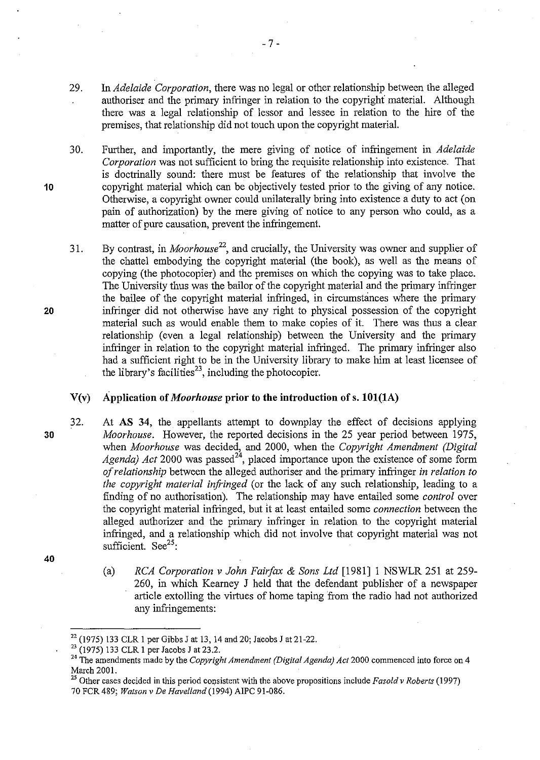29. In *Adelaide Corporation*, there was no legal or other relationship between the alleged authoriser and the primary infringer in relation to the copyright material. Although there was a legal relationship of lessor and lessee in relation to the hire of the premises, that relationship did not touch upon the copyright material.

30. Further, and importantly, the mere giving of notice of infringement in *Adelaide Corporation* was not sufficient to bring the requisite relationship into existence. That is doctrinally sound: there must be features of the relationship that involve the copyright material which can be objectively tested prior to the giving of any notice. Otherwise, a copyright owner could unilaterally bring into existence a duty to act (on pain of authorization) by the mere giving of notice to any person who could, as a matter of pure causation, prevent the infringement.

31. By contrast, in *Moorhouse*[22], and crucially, the University was owner and supplier of the chattel embodying the copyright material (the book), as well as the means of copying (the photocopier) and the premises on which the copying was to take place. The University thus was the bailor of the copyright material and the primary infringer the bailee of the copyright material infringed, in circumstances where the primary infringer did not otherwise have any right to physical possession of the copyright material such as would enable them to make copies of it. There was thus a clear relationship (even a legal relationship) between the University and the primary infringer in relation to the copyright material infringed. The primary infringer also had a sufficient right to be in the University library to make him at least licensee of the library's facilities[23], including the photocopier.

### V(v) Application of *Moorhouse* prior to the introduction of s. 101(1A)

32. At **AS** 34, the appellants attempt to downplay the effect of decisions applying *Moorhouse*. However, the reported decisions in the 25 year period between 1975, when *Moorhouse* was decided, and 2000, when the *Copyright Amendment (Digital Agenda) Act* 2000 was passed[24], placed importance upon the existence of some form *of relationship* between the alleged authoriser and the primary infringer *in relation to the copyright material infringed* (or the lack of any such relationship, leading to a finding of no authorisation). The relationship may have entailed some *control* over the copyright material infringed, but it at least entailed some *connection* between the alleged authorizer and the primary infringer in relation to the copyright material infringed, and a relationship which did not involve that copyright material was not sufficient. See[25]:

    (a) *RCA Corporation v John Fairfax & Sons Ltd* [1981] 1 NSWLR 251 at 259-260, in which Kearney J held that the defendant publisher of a newspaper article extolling the virtues of home taping from the radio had not authorized any infringements:

---

[22] (1975) 133 CLR 1 per Gibbs J at 13, 14 and 20; Jacobs J at 21-22.

[23] (1975) 133 CLR 1 per Jacobs J at 23.2.

[24] The amendments made by the *Copyright Amendment (Digital Agenda) Act* 2000 commenced into force on 4 March 2001.

[25] Other cases decided in this period consistent with the above propositions include *Fasold v Roberts* (1997) 70 FCR 489; *Watson v De Havelland* (1994) AIPC 91-086.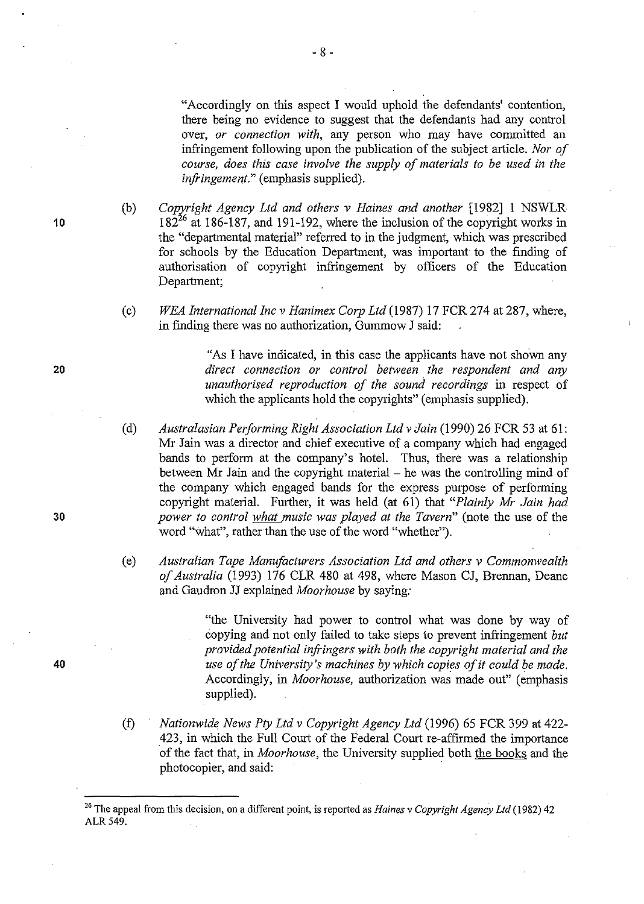"Accordingly on this aspect I would uphold the defendants' contention, there being no evidence to suggest that the defendants had any control over, *or connection with*, any person who may have committed an infringement following upon the publication of the subject article. *Nor of course, does this case involve the supply of materials to be used in the infringement.*" (emphasis supplied).

(b) *Copyright Agency Ltd and others v Haines and another* [1982] 1 NSWLR 182[26] at 186-187, and 191-192, where the inclusion of the copyright works in the "departmental material" referred to in the judgment, which was prescribed for schools by the Education Department, was important to the finding of authorisation of copyright infringement by officers of the Education Department;

(c) *WEA International Inc v Hanimex Corp Ltd* (1987) 17 FCR 274 at 287, where, in finding there was no authorization, Gummow J said:

> "As I have indicated, in this case the applicants have not shown any *direct connection or control between the respondent and any unauthorised reproduction of the sound recordings* in respect of which the applicants hold the copyrights" (emphasis supplied).

(d) *Australasian Performing Right Association Ltd v Jain* (1990) 26 FCR 53 at 61: Mr Jain was a director and chief executive of a company which had engaged bands to perform at the company's hotel. Thus, there was a relationship between Mr Jain and the copyright material – he was the controlling mind of the company which engaged bands for the express purpose of performing copyright material. Further, it was held (at 61) that "*Plainly Mr Jain had power to control <u>what</u> music was played at the Tavern*" (note the use of the word "what", rather than the use of the word "whether").

(e) *Australian Tape Manufacturers Association Ltd and others v Commonwealth of Australia* (1993) 176 CLR 480 at 498, where Mason CJ, Brennan, Deane and Gaudron JJ explained *Moorhouse* by saying:

> "the University had power to control what was done by way of copying and not only failed to take steps to prevent infringement *but provided potential infringers with both the copyright material and the use of the University's machines by which copies of it could be made.* Accordingly, in *Moorhouse*, authorization was made out" (emphasis supplied).

(f) *Nationwide News Pty Ltd v Copyright Agency Ltd* (1996) 65 FCR 399 at 422-423, in which the Full Court of the Federal Court re-affirmed the importance of the fact that, in *Moorhouse*, the University supplied both <u>the books</u> and the photocopier, and said:

---

[26] The appeal from this decision, on a different point, is reported as *Haines v Copyright Agency Ltd* (1982) 42 ALR 549.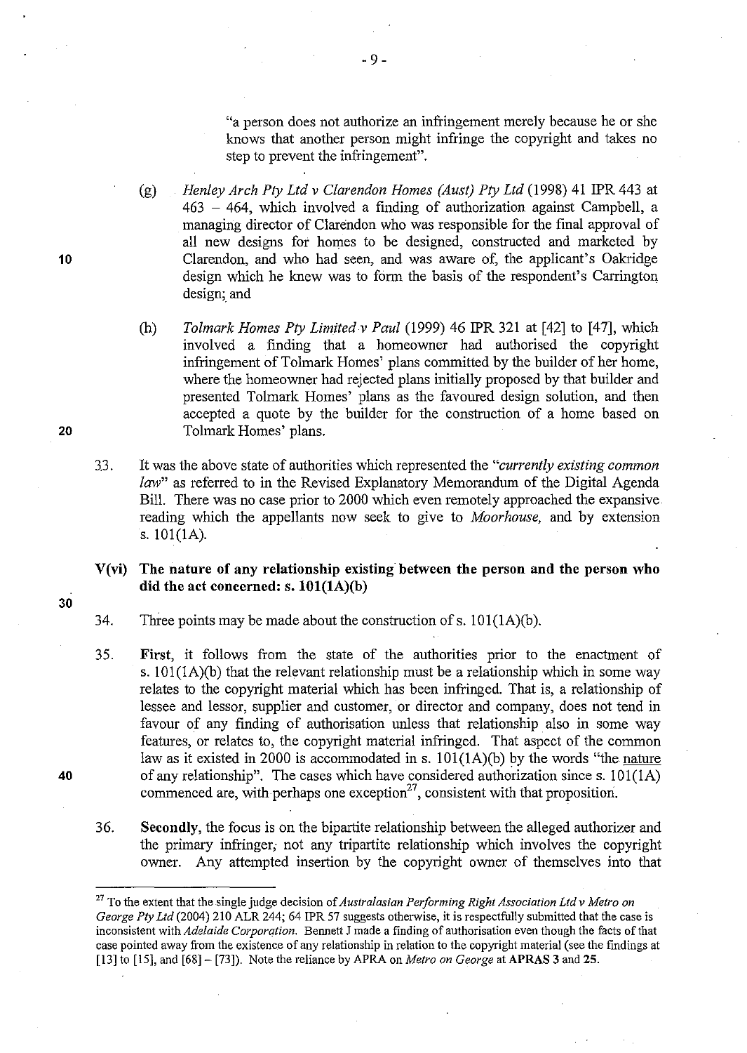"a person does not authorize an infringement merely because he or she knows that another person might infringe the copyright and takes no step to prevent the infringement".

(g) *Henley Arch Pty Ltd v Clarendon Homes (Aust) Pty Ltd* (1998) 41 IPR 443 at 463 – 464, which involved a finding of authorization against Campbell, a managing director of Clarendon who was responsible for the final approval of all new designs for homes to be designed, constructed and marketed by Clarendon, and who had seen, and was aware of, the applicant's Oakridge design which he knew was to form the basis of the respondent's Carrington design; and

(h) *Tolmark Homes Pty Limited v Paul* (1999) 46 IPR 321 at [42] to [47], which involved a finding that a homeowner had authorised the copyright infringement of Tolmark Homes' plans committed by the builder of her home, where the homeowner had rejected plans initially proposed by that builder and presented Tolmark Homes' plans as the favoured design solution, and then accepted a quote by the builder for the construction of a home based on Tolmark Homes' plans.

33. It was the above state of authorities which represented the "*currently existing common law*" as referred to in the Revised Explanatory Memorandum of the Digital Agenda Bill. There was no case prior to 2000 which even remotely approached the expansive reading which the appellants now seek to give to *Moorhouse,* and by extension s. 101(1A).

## V(vi) The nature of any relationship existing between the person and the person who did the act concerned: s. 101(1A)(b)

34. Three points may be made about the construction of s. 101(1A)(b).

35. **First**, it follows from the state of the authorities prior to the enactment of s. 101(1A)(b) that the relevant relationship must be a relationship which in some way relates to the copyright material which has been infringed. That is, a relationship of lessee and lessor, supplier and customer, or director and company, does not tend in favour of any finding of authorisation unless that relationship also in some way features, or relates to, the copyright material infringed. That aspect of the common law as it existed in 2000 is accommodated in s. 101(1A)(b) by the words "the <u>nature</u> of any relationship". The cases which have considered authorization since s. 101(1A) commenced are, with perhaps one exception[27], consistent with that proposition.

36. **Secondly**, the focus is on the bipartite relationship between the alleged authorizer and the primary infringer, not any tripartite relationship which involves the copyright owner. Any attempted insertion by the copyright owner of themselves into that

---

[27] To the extent that the single judge decision of *Australasian Performing Right Association Ltd v Metro on George Pty Ltd* (2004) 210 ALR 244; 64 IPR 57 suggests otherwise, it is respectfully submitted that the case is inconsistent with *Adelaide Corporation.* Bennett J made a finding of authorisation even though the facts of that case pointed away from the existence of any relationship in relation to the copyright material (see the findings at [13] to [15], and [68] – [73]). Note the reliance by APRA on *Metro on George* at **APRAS 3** and **25**.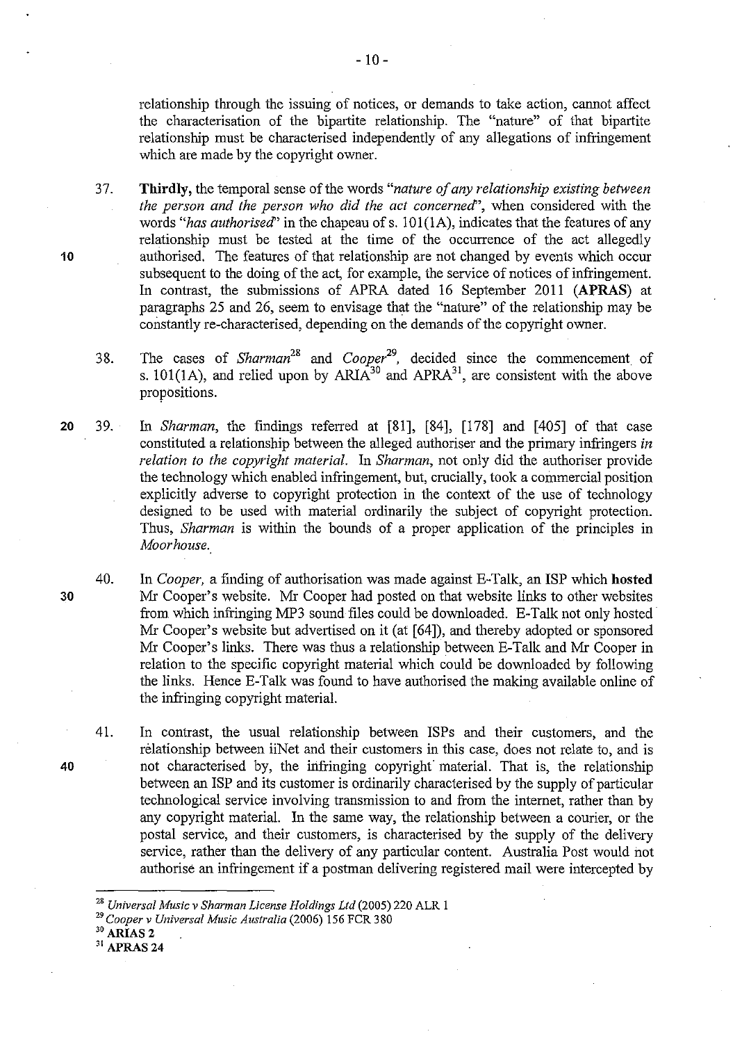relationship through the issuing of notices, or demands to take action, cannot affect the characterisation of the bipartite relationship. The "nature" of that bipartite relationship must be characterised independently of any allegations of infringement which are made by the copyright owner.

37. **Thirdly,** the temporal sense of the words *"nature of any relationship existing between the person and the person who did the act concerned"*, when considered with the words *"has authorised"* in the chapeau of s. 101(1A), indicates that the features of any relationship must be tested at the time of the occurrence of the act allegedly authorised. The features of that relationship are not changed by events which occur subsequent to the doing of the act, for example, the service of notices of infringement. In contrast, the submissions of APRA dated 16 September 2011 (**APRAS**) at paragraphs 25 and 26, seem to envisage that the "nature" of the relationship may be constantly re-characterised, depending on the demands of the copyright owner.

38. The cases of *Sharman*[28] and *Cooper*[29], decided since the commencement of s. 101(1A), and relied upon by ARIA[30] and APRA[31], are consistent with the above propositions.

39. In *Sharman*, the findings referred at [81], [84], [178] and [405] of that case constituted a relationship between the alleged authoriser and the primary infringers *in relation to the copyright material*. In *Sharman*, not only did the authoriser provide the technology which enabled infringement, but, crucially, took a commercial position explicitly adverse to copyright protection in the context of the use of technology designed to be used with material ordinarily the subject of copyright protection. Thus, *Sharman* is within the bounds of a proper application of the principles in *Moorhouse*.

40. In *Cooper*, a finding of authorisation was made against E-Talk, an ISP which **hosted** Mr Cooper's website. Mr Cooper had posted on that website links to other websites from which infringing MP3 sound files could be downloaded. E-Talk not only hosted Mr Cooper's website but advertised on it (at [64]), and thereby adopted or sponsored Mr Cooper's links. There was thus a relationship between E-Talk and Mr Cooper in relation to the specific copyright material which could be downloaded by following the links. Hence E-Talk was found to have authorised the making available online of the infringing copyright material.

41. In contrast, the usual relationship between ISPs and their customers, and the relationship between iiNet and their customers in this case, does not relate to, and is not characterised by, the infringing copyright material. That is, the relationship between an ISP and its customer is ordinarily characterised by the supply of particular technological service involving transmission to and from the internet, rather than by any copyright material. In the same way, the relationship between a courier, or the postal service, and their customers, is characterised by the supply of the delivery service, rather than the delivery of any particular content. Australia Post would not authorise an infringement if a postman delivering registered mail were intercepted by

---

[28] *Universal Music v Sharman License Holdings Ltd* (2005) 220 ALR 1

[29] *Cooper v Universal Music Australia* (2006) 156 FCR 380

[30] **ARIAS 2**

[31] **APRAS 24**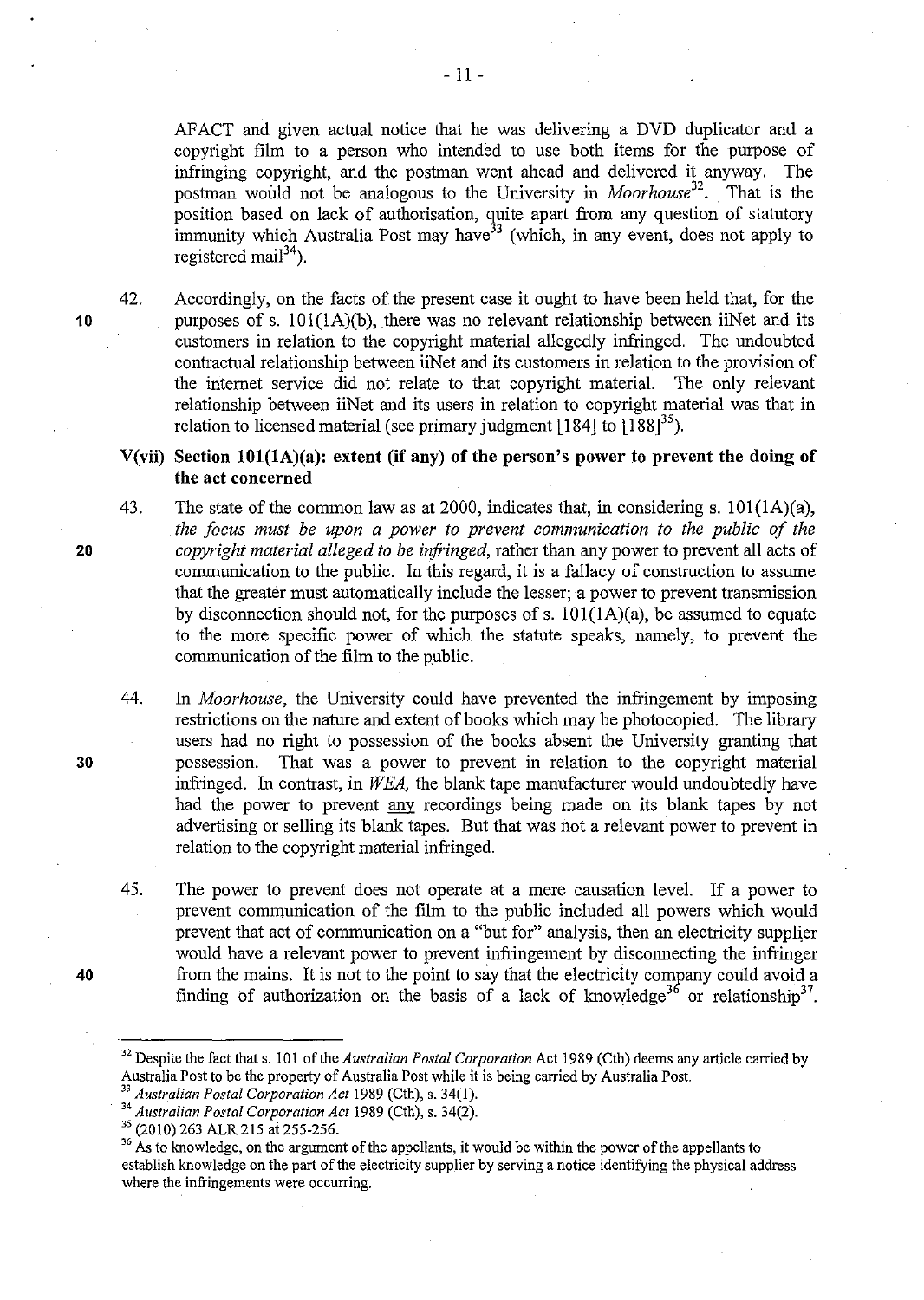AFACT and given actual notice that he was delivering a DVD duplicator and a copyright film to a person who intended to use both items for the purpose of infringing copyright, and the postman went ahead and delivered it anyway. The postman would not be analogous to the University in *Moorhouse*[32]. That is the position based on lack of authorisation, quite apart from any question of statutory immunity which Australia Post may have[33] (which, in any event, does not apply to registered mail[34]).

42. Accordingly, on the facts of the present case it ought to have been held that, for the purposes of s. 101(1A)(b), there was no relevant relationship between iiNet and its customers in relation to the copyright material allegedly infringed. The undoubted contractual relationship between iiNet and its customers in relation to the provision of the internet service did not relate to that copyright material. The only relevant relationship between iiNet and its users in relation to copyright material was that in relation to licensed material (see primary judgment [184] to [188][35]).

### V(vii) Section 101(1A)(a): extent (if any) of the person's power to prevent the doing of the act concerned

43. The state of the common law as at 2000, indicates that, in considering s. 101(1A)(a), *the focus must be upon a power to prevent communication to the public of the copyright material alleged to be infringed*, rather than any power to prevent all acts of communication to the public. In this regard, it is a fallacy of construction to assume that the greater must automatically include the lesser; a power to prevent transmission by disconnection should not, for the purposes of s. 101(1A)(a), be assumed to equate to the more specific power of which the statute speaks, namely, to prevent the communication of the film to the public.

44. In *Moorhouse*, the University could have prevented the infringement by imposing restrictions on the nature and extent of books which may be photocopied. The library users had no right to possession of the books absent the University granting that possession. That was a power to prevent in relation to the copyright material infringed. In contrast, in *WEA*, the blank tape manufacturer would undoubtedly have had the power to prevent <u>any</u> recordings being made on its blank tapes by not advertising or selling its blank tapes. But that was not a relevant power to prevent in relation to the copyright material infringed.

45. The power to prevent does not operate at a mere causation level. If a power to prevent communication of the film to the public included all powers which would prevent that act of communication on a "but for" analysis, then an electricity supplier would have a relevant power to prevent infringement by disconnecting the infringer from the mains. It is not to the point to say that the electricity company could avoid a finding of authorization on the basis of a lack of knowledge[36] or relationship[37].

---

[32] Despite the fact that s. 101 of the *Australian Postal Corporation* Act 1989 (Cth) deems any article carried by Australia Post to be the property of Australia Post while it is being carried by Australia Post.

[33] *Australian Postal Corporation Act* 1989 (Cth), s. 34(1).

[34] *Australian Postal Corporation Act* 1989 (Cth), s. 34(2).

[35] (2010) 263 ALR 215 at 255-256.

[36] As to knowledge, on the argument of the appellants, it would be within the power of the appellants to establish knowledge on the part of the electricity supplier by serving a notice identifying the physical address where the infringements were occurring.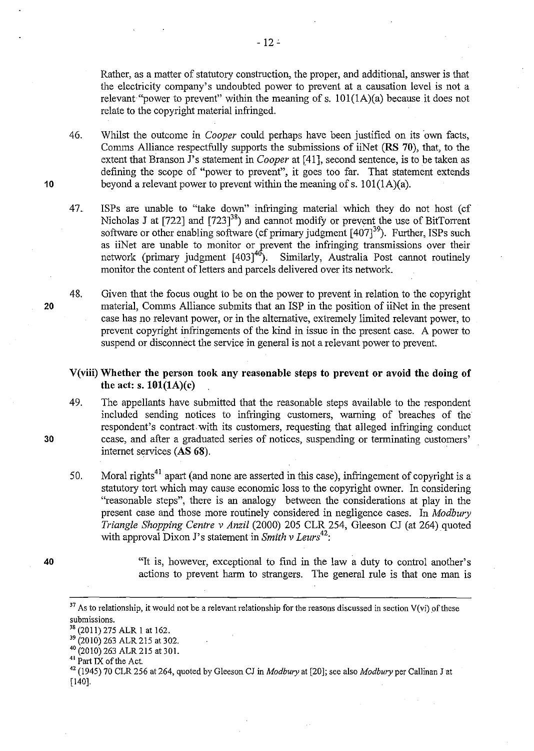Rather, as a matter of statutory construction, the proper, and additional, answer is that the electricity company's undoubted power to prevent at a causation level is not a relevant "power to prevent" within the meaning of s. 101(1A)(a) because it does not relate to the copyright material infringed.

46. Whilst the outcome in *Cooper* could perhaps have been justified on its own facts, Comms Alliance respectfully supports the submissions of iiNet (**RS 70**), that, to the extent that Branson J's statement in *Cooper* at [41], second sentence, is to be taken as defining the scope of "power to prevent", it goes too far. That statement extends beyond a relevant power to prevent within the meaning of s. 101(1A)(a).

47. ISPs are unable to "take down" infringing material which they do not host (cf Nicholas J at [722] and [723][38]) and cannot modify or prevent the use of BitTorrent software or other enabling software (cf primary judgment [407][39]). Further, ISPs such as iiNet are unable to monitor or prevent the infringing transmissions over their network (primary judgment [403][40]). Similarly, Australia Post cannot routinely monitor the content of letters and parcels delivered over its network.

48. Given that the focus ought to be on the power to prevent in relation to the copyright material, Comms Alliance submits that an ISP in the position of iiNet in the present case has no relevant power, or in the alternative, extremely limited relevant power, to prevent copyright infringements of the kind in issue in the present case. A power to suspend or disconnect the service in general is not a relevant power to prevent.

### V(viii) Whether the person took any reasonable steps to prevent or avoid the doing of the act: s. 101(1A)(c)

49. The appellants have submitted that the reasonable steps available to the respondent included sending notices to infringing customers, warning of breaches of the respondent's contract with its customers, requesting that alleged infringing conduct cease, and after a graduated series of notices, suspending or terminating customers' internet services (**AS 68**).

50. Moral rights[41] apart (and none are asserted in this case), infringement of copyright is a statutory tort which may cause economic loss to the copyright owner. In considering "reasonable steps", there is an analogy between the considerations at play in the present case and those more routinely considered in negligence cases. In *Modbury Triangle Shopping Centre v Anzil* (2000) 205 CLR 254, Gleeson CJ (at 264) quoted with approval Dixon J's statement in *Smith v Leurs*[42]:

> "It is, however, exceptional to find in the law a duty to control another's actions to prevent harm to strangers. The general rule is that one man is

---

[37] As to relationship, it would not be a relevant relationship for the reasons discussed in section V(vi) of these submissions.

[38] (2011) 275 ALR 1 at 162.

[39] (2010) 263 ALR 215 at 302.

[40] (2010) 263 ALR 215 at 301.

[41] Part IX of the Act.

[42] (1945) 70 CLR 256 at 264, quoted by Gleeson CJ in *Modbury* at [20]; see also *Modbury* per Callinan J at [140].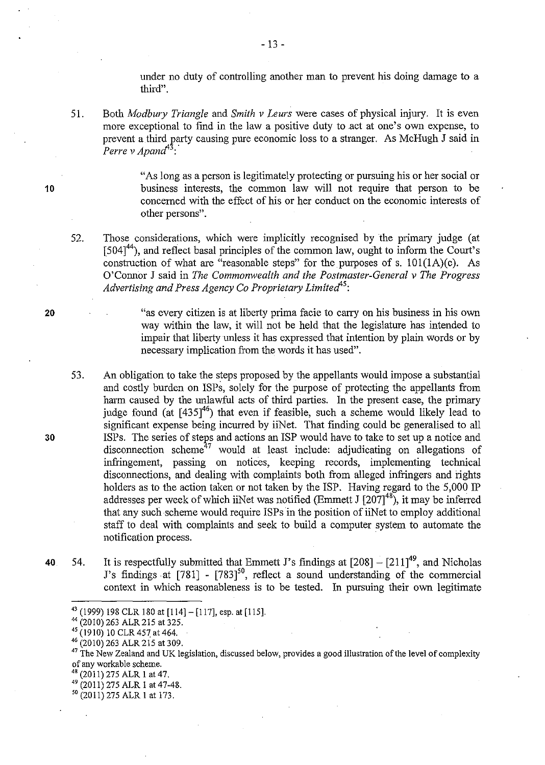under no duty of controlling another man to prevent his doing damage to a third".

51. Both *Modbury Triangle* and *Smith v Leurs* were cases of physical injury. It is even more exceptional to find in the law a positive duty to act at one's own expense, to prevent a third party causing pure economic loss to a stranger. As McHugh J said in *Perre v Apand*[43]:

> "As long as a person is legitimately protecting or pursuing his or her social or business interests, the common law will not require that person to be concerned with the effect of his or her conduct on the economic interests of other persons".

52. Those considerations, which were implicitly recognised by the primary judge (at [504][44]), and reflect basal principles of the common law, ought to inform the Court's construction of what are "reasonable steps" for the purposes of s. 101(1A)(c). As O'Connor J said in *The Commonwealth and the Postmaster-General v The Progress Advertising and Press Agency Co Proprietary Limited*[45]:

> "as every citizen is at liberty prima facie to carry on his business in his own way within the law, it will not be held that the legislature has intended to impair that liberty unless it has expressed that intention by plain words or by necessary implication from the words it has used".

53. An obligation to take the steps proposed by the appellants would impose a substantial and costly burden on ISPs, solely for the purpose of protecting the appellants from harm caused by the unlawful acts of third parties. In the present case, the primary judge found (at [435][46]) that even if feasible, such a scheme would likely lead to significant expense being incurred by iiNet. That finding could be generalised to all ISPs. The series of steps and actions an ISP would have to take to set up a notice and disconnection scheme[47] would at least include: adjudicating on allegations of infringement, passing on notices, keeping records, implementing technical disconnections, and dealing with complaints both from alleged infringers and rights holders as to the action taken or not taken by the ISP. Having regard to the 5,000 IP addresses per week of which iiNet was notified (Emmett J [207][48]), it may be inferred that any such scheme would require ISPs in the position of iiNet to employ additional staff to deal with complaints and seek to build a computer system to automate the notification process.

54. It is respectfully submitted that Emmett J's findings at [208] – [211][49], and Nicholas J's findings at [781] - [783][50], reflect a sound understanding of the commercial context in which reasonableness is to be tested. In pursuing their own legitimate

---

[43] (1999) 198 CLR 180 at [114] – [117], esp. at [115].

[44] (2010) 263 ALR 215 at 325.

[45] (1910) 10 CLR 457 at 464.

[46] (2010) 263 ALR 215 at 309.

[47] The New Zealand and UK legislation, discussed below, provides a good illustration of the level of complexity of any workable scheme.

[48] (2011) 275 ALR 1 at 47.

[49] (2011) 275 ALR 1 at 47-48.

[50] (2011) 275 ALR 1 at 173.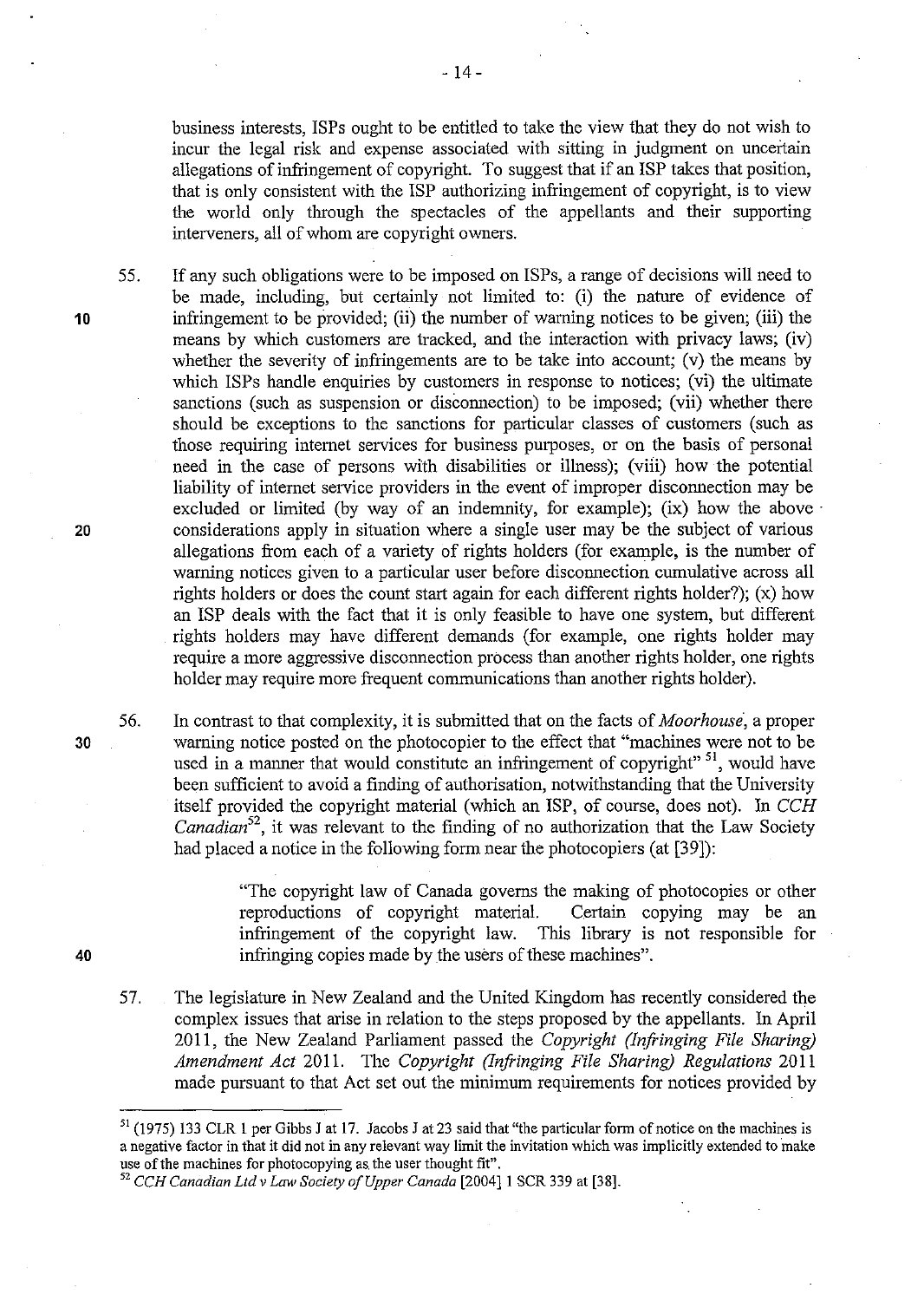business interests, ISPs ought to be entitled to take the view that they do not wish to incur the legal risk and expense associated with sitting in judgment on uncertain allegations of infringement of copyright. To suggest that if an ISP takes that position, that is only consistent with the ISP authorizing infringement of copyright, is to view the world only through the spectacles of the appellants and their supporting interveners, all of whom are copyright owners.

55. If any such obligations were to be imposed on ISPs, a range of decisions will need to be made, including, but certainly not limited to: (i) the nature of evidence of infringement to be provided; (ii) the number of warning notices to be given; (iii) the means by which customers are tracked, and the interaction with privacy laws; (iv) whether the severity of infringements are to be take into account; (v) the means by which ISPs handle enquiries by customers in response to notices; (vi) the ultimate sanctions (such as suspension or disconnection) to be imposed; (vii) whether there should be exceptions to the sanctions for particular classes of customers (such as those requiring internet services for business purposes, or on the basis of personal need in the case of persons with disabilities or illness); (viii) how the potential liability of internet service providers in the event of improper disconnection may be excluded or limited (by way of an indemnity, for example); (ix) how the above considerations apply in situation where a single user may be the subject of various allegations from each of a variety of rights holders (for example, is the number of warning notices given to a particular user before disconnection cumulative across all rights holders or does the count start again for each different rights holder?); (x) how an ISP deals with the fact that it is only feasible to have one system, but different rights holders may have different demands (for example, one rights holder may require a more aggressive disconnection process than another rights holder, one rights holder may require more frequent communications than another rights holder).

56. In contrast to that complexity, it is submitted that on the facts of *Moorhouse*, a proper warning notice posted on the photocopier to the effect that "machines were not to be used in a manner that would constitute an infringement of copyright" [51], would have been sufficient to avoid a finding of authorisation, notwithstanding that the University itself provided the copyright material (which an ISP, of course, does not). In *CCH Canadian*[52], it was relevant to the finding of no authorization that the Law Society had placed a notice in the following form near the photocopiers (at [39]):

> "The copyright law of Canada governs the making of photocopies or other reproductions of copyright material. Certain copying may be an infringement of the copyright law. This library is not responsible for infringing copies made by the users of these machines".

57. The legislature in New Zealand and the United Kingdom has recently considered the complex issues that arise in relation to the steps proposed by the appellants. In April 2011, the New Zealand Parliament passed the *Copyright (Infringing File Sharing) Amendment Act* 2011. The *Copyright (Infringing File Sharing) Regulations* 2011 made pursuant to that Act set out the minimum requirements for notices provided by

---

[51] (1975) 133 CLR 1 per Gibbs J at 17. Jacobs J at 23 said that "the particular form of notice on the machines is a negative factor in that it did not in any relevant way limit the invitation which was implicitly extended to make use of the machines for photocopying as the user thought fit".

[52] *CCH Canadian Ltd v Law Society of Upper Canada* [2004] 1 SCR 339 at [38].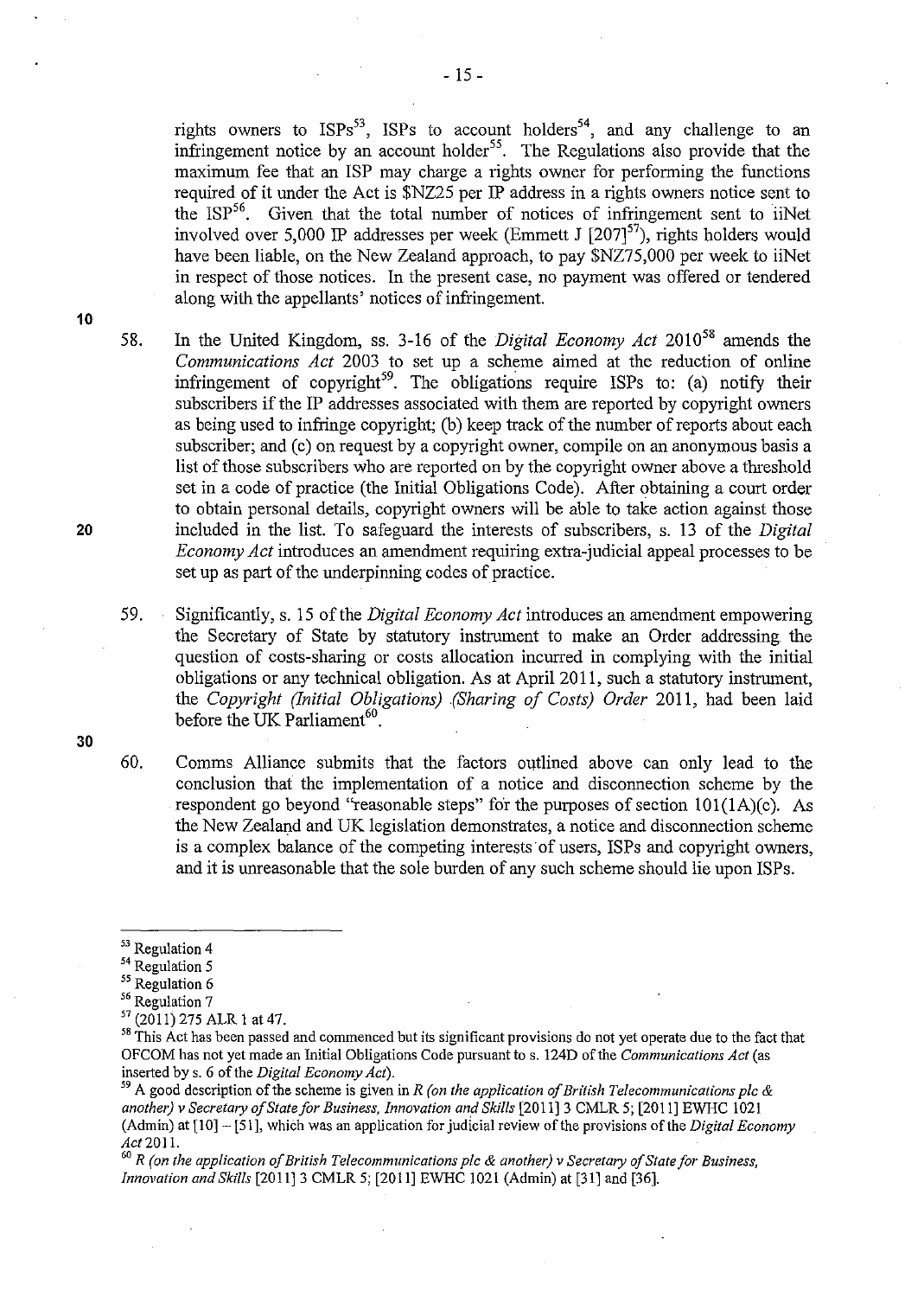rights owners to ISPs[53], ISPs to account holders[54], and any challenge to an infringement notice by an account holder[55]. The Regulations also provide that the maximum fee that an ISP may charge a rights owner for performing the functions required of it under the Act is $NZ25 per IP address in a rights owners notice sent to the ISP[56]. Given that the total number of notices of infringement sent to iiNet involved over 5,000 IP addresses per week (Emmett J [207][57]), rights holders would have been liable, on the New Zealand approach, to pay $NZ75,000 per week to iiNet in respect of those notices. In the present case, no payment was offered or tendered along with the appellants' notices of infringement.

58. In the United Kingdom, ss. 3-16 of the *Digital Economy Act* 2010[58] amends the *Communications Act* 2003 to set up a scheme aimed at the reduction of online infringement of copyright[59]. The obligations require ISPs to: (a) notify their subscribers if the IP addresses associated with them are reported by copyright owners as being used to infringe copyright; (b) keep track of the number of reports about each subscriber; and (c) on request by a copyright owner, compile on an anonymous basis a list of those subscribers who are reported on by the copyright owner above a threshold set in a code of practice (the Initial Obligations Code). After obtaining a court order to obtain personal details, copyright owners will be able to take action against those included in the list. To safeguard the interests of subscribers, s. 13 of the *Digital Economy Act* introduces an amendment requiring extra-judicial appeal processes to be set up as part of the underpinning codes of practice.

59. Significantly, s. 15 of the *Digital Economy Act* introduces an amendment empowering the Secretary of State by statutory instrument to make an Order addressing the question of costs-sharing or costs allocation incurred in complying with the initial obligations or any technical obligation. As at April 2011, such a statutory instrument, the *Copyright (Initial Obligations) (Sharing of Costs) Order* 2011, had been laid before the UK Parliament[60].

60. Comms Alliance submits that the factors outlined above can only lead to the conclusion that the implementation of a notice and disconnection scheme by the respondent go beyond "reasonable steps" for the purposes of section 101(1A)(c). As the New Zealand and UK legislation demonstrates, a notice and disconnection scheme is a complex balance of the competing interests of users, ISPs and copyright owners, and it is unreasonable that the sole burden of any such scheme should lie upon ISPs.

---

[53] Regulation 4

[54] Regulation 5

[55] Regulation 6

[56] Regulation 7

[57] (2011) 275 ALR 1 at 47.

[58] This Act has been passed and commenced but its significant provisions do not yet operate due to the fact that OFCOM has not yet made an Initial Obligations Code pursuant to s. 124D of the *Communications Act* (as inserted by s. 6 of the *Digital Economy Act*).

[59] A good description of the scheme is given in *R (on the application of British Telecommunications plc & another) v Secretary of State for Business, Innovation and Skills* [2011] 3 CMLR 5; [2011] EWHC 1021 (Admin) at [10] – [51], which was an application for judicial review of the provisions of the *Digital Economy Act* 2011.

[60] *R (on the application of British Telecommunications plc & another) v Secretary of State for Business, Innovation and Skills* [2011] 3 CMLR 5; [2011] EWHC 1021 (Admin) at [31] and [36].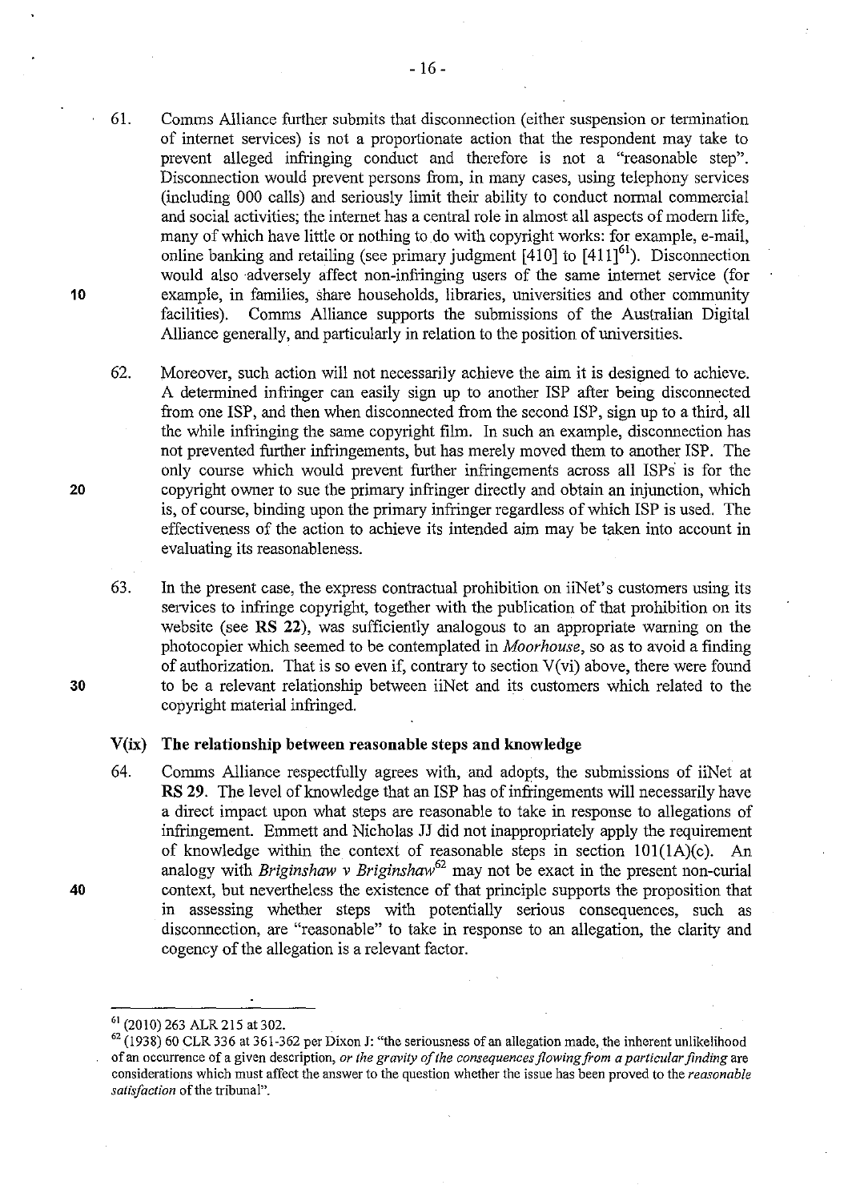61. Comms Alliance further submits that disconnection (either suspension or termination of internet services) is not a proportionate action that the respondent may take to prevent alleged infringing conduct and therefore is not a "reasonable step". Disconnection would prevent persons from, in many cases, using telephony services (including 000 calls) and seriously limit their ability to conduct normal commercial and social activities; the internet has a central role in almost all aspects of modern life, many of which have little or nothing to do with copyright works: for example, e-mail, online banking and retailing (see primary judgment [410] to [411][61]). Disconnection would also adversely affect non-infringing users of the same internet service (for example, in families, share households, libraries, universities and other community facilities). Comms Alliance supports the submissions of the Australian Digital Alliance generally, and particularly in relation to the position of universities.

62. Moreover, such action will not necessarily achieve the aim it is designed to achieve. A determined infringer can easily sign up to another ISP after being disconnected from one ISP, and then when disconnected from the second ISP, sign up to a third, all the while infringing the same copyright film. In such an example, disconnection has not prevented further infringements, but has merely moved them to another ISP. The only course which would prevent further infringements across all ISPs is for the copyright owner to sue the primary infringer directly and obtain an injunction, which is, of course, binding upon the primary infringer regardless of which ISP is used. The effectiveness of the action to achieve its intended aim may be taken into account in evaluating its reasonableness.

63. In the present case, the express contractual prohibition on iiNet's customers using its services to infringe copyright, together with the publication of that prohibition on its website (see **RS 22**), was sufficiently analogous to an appropriate warning on the photocopier which seemed to be contemplated in *Moorhouse*, so as to avoid a finding of authorization. That is so even if, contrary to section V(vi) above, there were found to be a relevant relationship between iiNet and its customers which related to the copyright material infringed.

### V(ix) The relationship between reasonable steps and knowledge

64. Comms Alliance respectfully agrees with, and adopts, the submissions of iiNet at **RS 29**. The level of knowledge that an ISP has of infringements will necessarily have a direct impact upon what steps are reasonable to take in response to allegations of infringement. Emmett and Nicholas JJ did not inappropriately apply the requirement of knowledge within the context of reasonable steps in section 101(1A)(c). An analogy with *Briginshaw v Briginshaw*[62] may not be exact in the present non-curial context, but nevertheless the existence of that principle supports the proposition that in assessing whether steps with potentially serious consequences, such as disconnection, are "reasonable" to take in response to an allegation, the clarity and cogency of the allegation is a relevant factor.

---

[61] (2010) 263 ALR 215 at 302.

[62] (1938) 60 CLR 336 at 361-362 per Dixon J: "the seriousness of an allegation made, the inherent unlikelihood of an occurrence of a given description, *or the gravity of the consequences flowing from a particular finding* are considerations which must affect the answer to the question whether the issue has been proved to the *reasonable satisfaction* of the tribunal".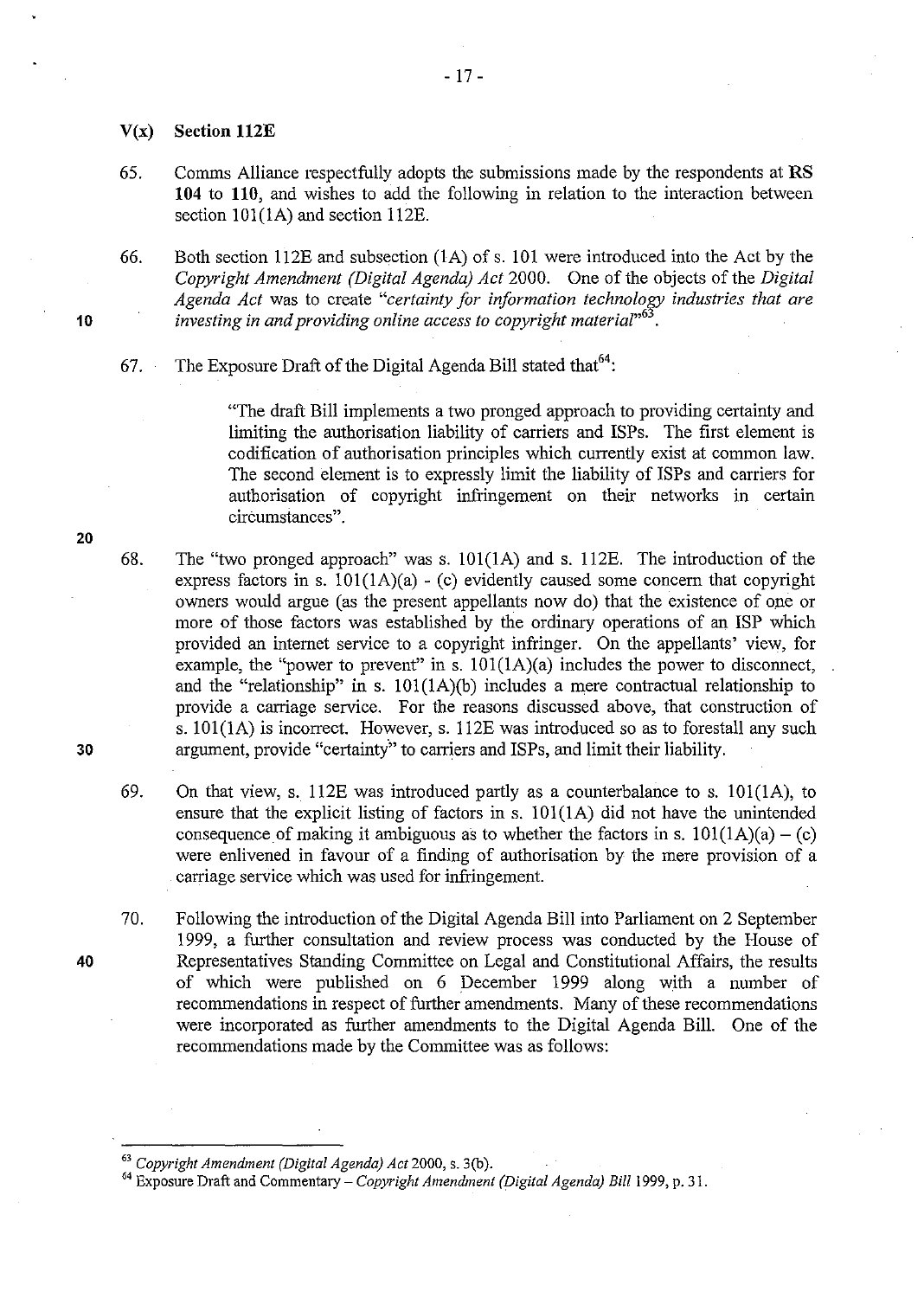### V(x) Section 112E

65. Comms Alliance respectfully adopts the submissions made by the respondents at **RS 104** to **110**, and wishes to add the following in relation to the interaction between section 101(1A) and section 112E.

66. Both section 112E and subsection (1A) of s. 101 were introduced into the Act by the *Copyright Amendment (Digital Agenda) Act* 2000. One of the objects of the *Digital Agenda Act* was to create *"certainty for information technology industries that are investing in and providing online access to copyright material"*[63].

67. The Exposure Draft of the Digital Agenda Bill stated that[64]:

> "The draft Bill implements a two pronged approach to providing certainty and limiting the authorisation liability of carriers and ISPs. The first element is codification of authorisation principles which currently exist at common law. The second element is to expressly limit the liability of ISPs and carriers for authorisation of copyright infringement on their networks in certain circumstances".

68. The "two pronged approach" was s. 101(1A) and s. 112E. The introduction of the express factors in s. 101(1A)(a) - (c) evidently caused some concern that copyright owners would argue (as the present appellants now do) that the existence of one or more of those factors was established by the ordinary operations of an ISP which provided an internet service to a copyright infringer. On the appellants' view, for example, the "power to prevent" in s. 101(1A)(a) includes the power to disconnect, and the "relationship" in s. 101(1A)(b) includes a mere contractual relationship to provide a carriage service. For the reasons discussed above, that construction of s. 101(1A) is incorrect. However, s. 112E was introduced so as to forestall any such argument, provide "certainty" to carriers and ISPs, and limit their liability.

69. On that view, s. 112E was introduced partly as a counterbalance to s. 101(1A), to ensure that the explicit listing of factors in s. 101(1A) did not have the unintended consequence of making it ambiguous as to whether the factors in s. 101(1A)(a) – (c) were enlivened in favour of a finding of authorisation by the mere provision of a carriage service which was used for infringement.

70. Following the introduction of the Digital Agenda Bill into Parliament on 2 September 1999, a further consultation and review process was conducted by the House of Representatives Standing Committee on Legal and Constitutional Affairs, the results of which were published on 6 December 1999 along with a number of recommendations in respect of further amendments. Many of these recommendations were incorporated as further amendments to the Digital Agenda Bill. One of the recommendations made by the Committee was as follows:

---

[63] *Copyright Amendment (Digital Agenda) Act* 2000, s. 3(b).

[64] Exposure Draft and Commentary – *Copyright Amendment (Digital Agenda) Bill* 1999, p. 31.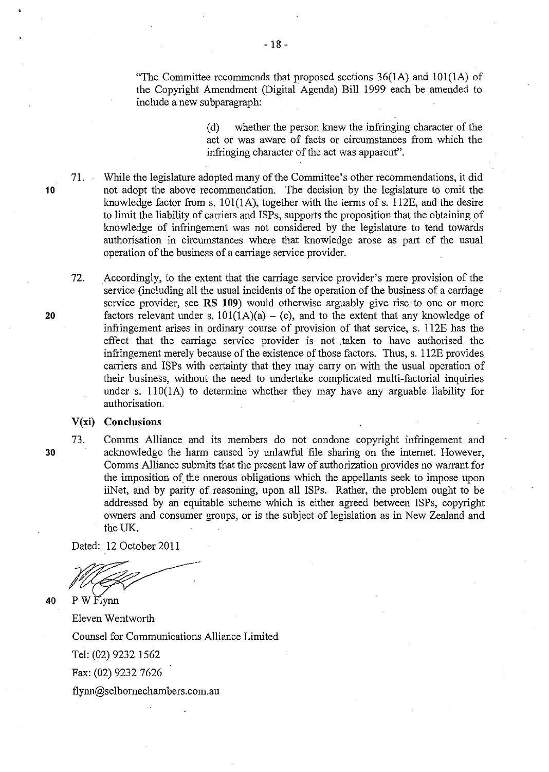"The Committee recommends that proposed sections 36(1A) and 101(1A) of the Copyright Amendment (Digital Agenda) Bill 1999 each be amended to include a new subparagraph:

> (d) whether the person knew the infringing character of the act or was aware of facts or circumstances from which the infringing character of the act was apparent".

71. While the legislature adopted many of the Committee's other recommendations, it did not adopt the above recommendation. The decision by the legislature to omit the knowledge factor from s. 101(1A), together with the terms of s. 112E, and the desire to limit the liability of carriers and ISPs, supports the proposition that the obtaining of knowledge of infringement was not considered by the legislature to tend towards authorisation in circumstances where that knowledge arose as part of the usual operation of the business of a carriage service provider.

72. Accordingly, to the extent that the carriage service provider's mere provision of the service (including all the usual incidents of the operation of the business of a carriage service provider, see **RS 109**) would otherwise arguably give rise to one or more factors relevant under s. 101(1A)(a) – (c), and to the extent that any knowledge of infringement arises in ordinary course of provision of that service, s. 112E has the effect that the carriage service provider is not taken to have authorised the infringement merely because of the existence of those factors. Thus, s. 112E provides carriers and ISPs with certainty that they may carry on with the usual operation of their business, without the need to undertake complicated multi-factorial inquiries under s. 110(1A) to determine whether they may have any arguable liability for authorisation.

### V(xi) Conclusions

73. Comms Alliance and its members do not condone copyright infringement and acknowledge the harm caused by unlawful file sharing on the internet. However, Comms Alliance submits that the present law of authorization provides no warrant for the imposition of the onerous obligations which the appellants seek to impose upon iiNet, and by parity of reasoning, upon all ISPs. Rather, the problem ought to be addressed by an equitable scheme which is either agreed between ISPs, copyright owners and consumer groups, or is the subject of legislation as in New Zealand and the UK.

Dated: 12 October 2011

P W Flynn

Eleven Wentworth

Counsel for Communications Alliance Limited

Tel: (02) 9232 1562

Fax: (02) 9232 7626

flynn@selbornechambers.com.au